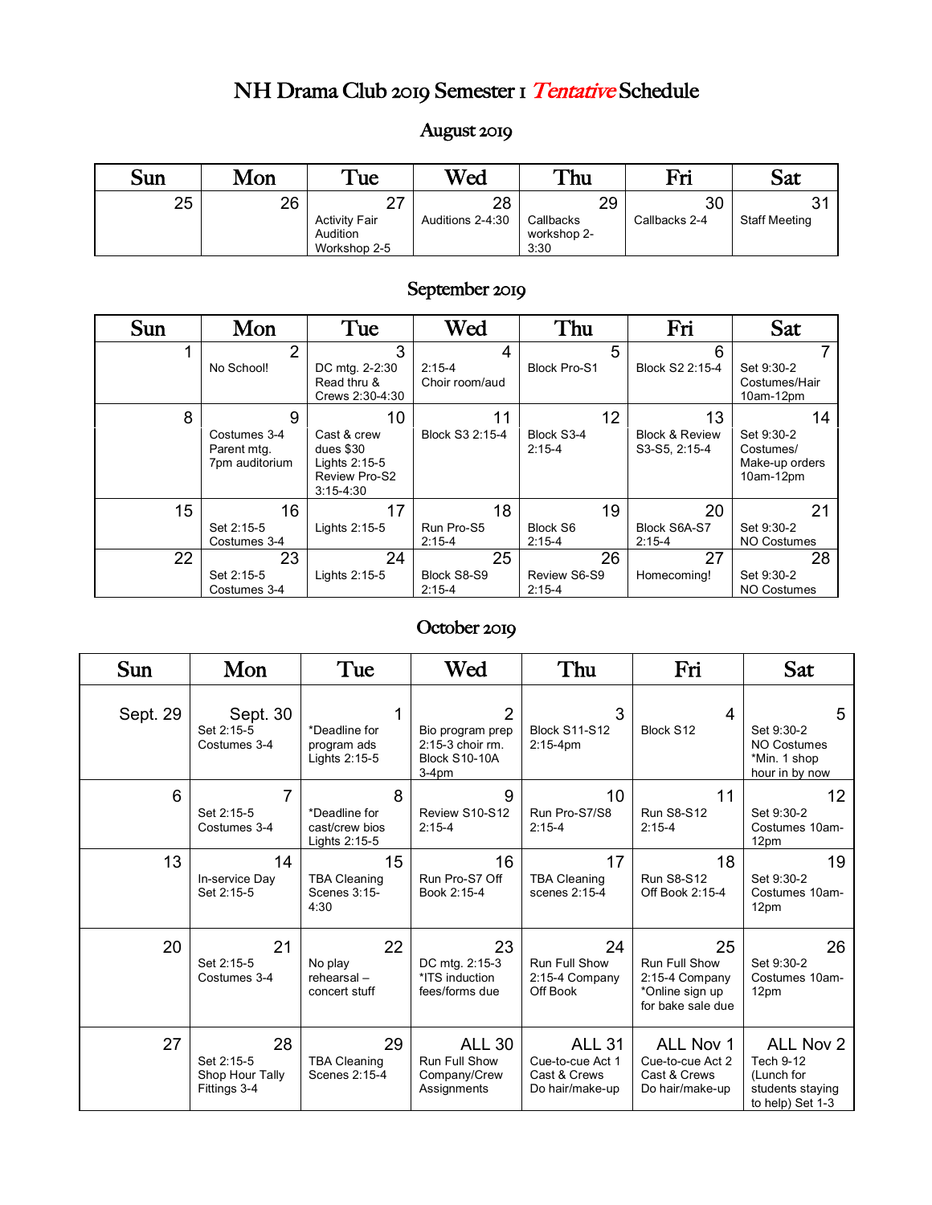# NH Drama Club 2019 Semester 1 *Tentative* Schedule

## August 2019

| Sun | Mon | Tue | Wed | Thu | Fri | Sat |
|---|---|---|---|---|---|---|
| 25 | 26 | 27<br>Activity Fair Audition Workshop 2-5 | 28<br>Auditions 2-4:30 | 29<br>Callbacks workshop 2-3:30 | 30<br>Callbacks 2-4 | 31<br>Staff Meeting |

## September 2019

| Sun | Mon | Tue | Wed | Thu | Fri | Sat |
|---|---|---|---|---|---|---|
| 1 | 2<br>No School! | 3<br>DC mtg. 2-2:30 Read thru & Crews 2:30-4:30 | 4<br>2:15-4 Choir room/aud | 5<br>Block Pro-S1 | 6<br>Block S2 2:15-4 | 7<br>Set 9:30-2 Costumes/Hair 10am-12pm |
| 8 | 9<br>Costumes 3-4 Parent mtg. 7pm auditorium | 10<br>Cast & crew dues $30 Lights 2:15-5 Review Pro-S2 3:15-4:30 | 11<br>Block S3 2:15-4 | 12<br>Block S3-4 2:15-4 | 13<br>Block & Review S3-S5, 2:15-4 | 14<br>Set 9:30-2 Costumes/ Make-up orders 10am-12pm |
| 15 | 16<br>Set 2:15-5 Costumes 3-4 | 17<br>Lights 2:15-5 | 18<br>Run Pro-S5 2:15-4 | 19<br>Block S6 2:15-4 | 20<br>Block S6A-S7 2:15-4 | 21<br>Set 9:30-2 NO Costumes |
| 22 | 23<br>Set 2:15-5 Costumes 3-4 | 24<br>Lights 2:15-5 | 25<br>Block S8-S9 2:15-4 | 26<br>Review S6-S9 2:15-4 | 27<br>Homecoming! | 28<br>Set 9:30-2 NO Costumes |

## October 2019

| Sun | Mon | Tue | Wed | Thu | Fri | Sat |
|---|---|---|---|---|---|---|
| Sept. 29 | Sept. 30<br>Set 2:15-5 Costumes 3-4 | 1<br>*Deadline for program ads Lights 2:15-5 | 2<br>Bio program prep 2:15-3 choir rm. Block S10-10A 3-4pm | 3<br>Block S11-S12 2:15-4pm | 4<br>Block S12 | 5<br>Set 9:30-2 NO Costumes *Min. 1 shop hour in by now |
| 6 | 7<br>Set 2:15-5 Costumes 3-4 | 8<br>*Deadline for cast/crew bios Lights 2:15-5 | 9<br>Review S10-S12 2:15-4 | 10<br>Run Pro-S7/S8 2:15-4 | 11<br>Run S8-S12 2:15-4 | 12<br>Set 9:30-2 Costumes 10am-12pm |
| 13 | 14<br>In-service Day Set 2:15-5 | 15<br>TBA Cleaning Scenes 3:15-4:30 | 16<br>Run Pro-S7 Off Book 2:15-4 | 17<br>TBA Cleaning scenes 2:15-4 | 18<br>Run S8-S12 Off Book 2:15-4 | 19<br>Set 9:30-2 Costumes 10am-12pm |
| 20 | 21<br>Set 2:15-5 Costumes 3-4 | 22<br>No play rehearsal – concert stuff | 23<br>DC mtg. 2:15-3 *ITS induction fees/forms due | 24<br>Run Full Show 2:15-4 Company Off Book | 25<br>Run Full Show 2:15-4 Company *Online sign up for bake sale due | 26<br>Set 9:30-2 Costumes 10am-12pm |
| 27 | 28<br>Set 2:15-5 Shop Hour Tally Fittings 3-4 | 29<br>TBA Cleaning Scenes 2:15-4 | ALL 30<br>Run Full Show Company/Crew Assignments | ALL 31<br>Cue-to-cue Act 1 Cast & Crews Do hair/make-up | ALL Nov 1<br>Cue-to-cue Act 2 Cast & Crews Do hair/make-up | ALL Nov 2<br>Tech 9-12 (Lunch for students staying to help) Set 1-3 |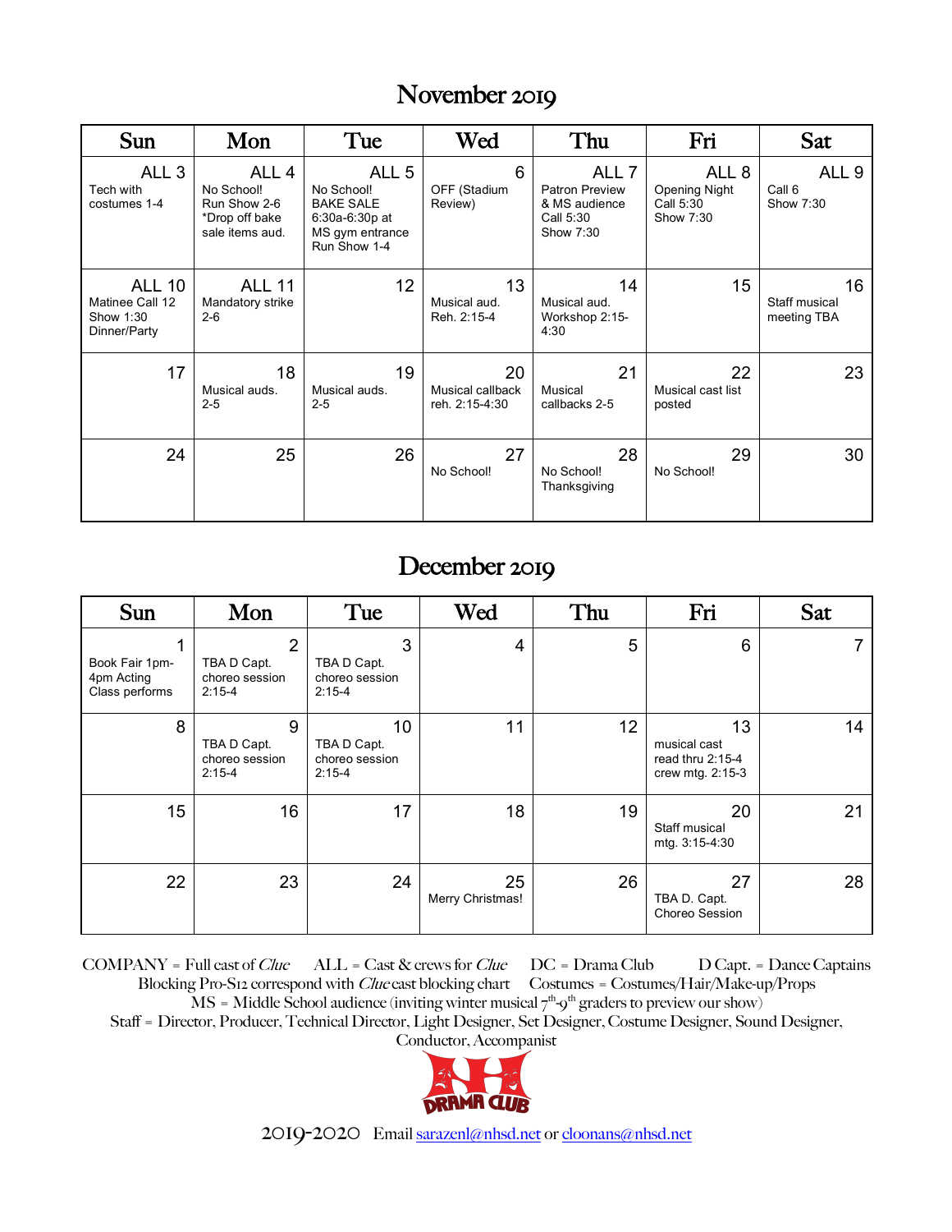# November 2019

| Sun | Mon | Tue | Wed | Thu | Fri | Sat |
|---|---|---|---|---|---|---|
| ALL 3<br>Tech with costumes 1-4 | ALL 4<br>No School!<br>Run Show 2-6<br>*Drop off bake sale items aud. | ALL 5<br>No School!<br>BAKE SALE<br>6:30a-6:30p at MS gym entrance<br>Run Show 1-4 | 6<br>OFF (Stadium Review) | ALL 7<br>Patron Preview & MS audience<br>Call 5:30<br>Show 7:30 | ALL 8<br>Opening Night<br>Call 5:30<br>Show 7:30 | ALL 9<br>Call 6<br>Show 7:30 |
| ALL 10<br>Matinee Call 12<br>Show 1:30<br>Dinner/Party | ALL 11<br>Mandatory strike 2-6 | 12 | 13<br>Musical aud. Reh. 2:15-4 | 14<br>Musical aud. Workshop 2:15-4:30 | 15 | 16<br>Staff musical meeting TBA |
| 17 | 18<br>Musical auds. 2-5 | 19<br>Musical auds. 2-5 | 20<br>Musical callback reh. 2:15-4:30 | 21<br>Musical callbacks 2-5 | 22<br>Musical cast list posted | 23 |
| 24 | 25 | 26 | 27<br>No School! | 28<br>No School!<br>Thanksgiving | 29<br>No School! | 30 |

# December 2019

| Sun | Mon | Tue | Wed | Thu | Fri | Sat |
|---|---|---|---|---|---|---|
| 1<br>Book Fair 1pm-4pm Acting Class performs | 2<br>TBA D Capt. choreo session 2:15-4 | 3<br>TBA D Capt. choreo session 2:15-4 | 4 | 5 | 6 | 7 |
| 8 | 9<br>TBA D Capt. choreo session 2:15-4 | 10<br>TBA D Capt. choreo session 2:15-4 | 11 | 12 | 13<br>musical cast read thru 2:15-4<br>crew mtg. 2:15-3 | 14 |
| 15 | 16 | 17 | 18 | 19 | 20<br>Staff musical mtg. 3:15-4:30 | 21 |
| 22 | 23 | 24 | 25<br>Merry Christmas! | 26 | 27<br>TBA D. Capt. Choreo Session | 28 |

COMPANY = Full cast of *Clue*   ALL = Cast & crews for *Clue*   DC = Drama Club   D Capt. = Dance Captains
Blocking Pro-S12 correspond with *Clue* cast blocking chart   Costumes = Costumes/Hair/Make-up/Props
MS = Middle School audience (inviting winter musical 7th-9th graders to preview our show)
Staff = Director, Producer, Technical Director, Light Designer, Set Designer, Costume Designer, Sound Designer, Conductor, Accompanist

DRAMA CLUB

2019-2020 Email sarazenl@nhsd.net or cloonans@nhsd.net